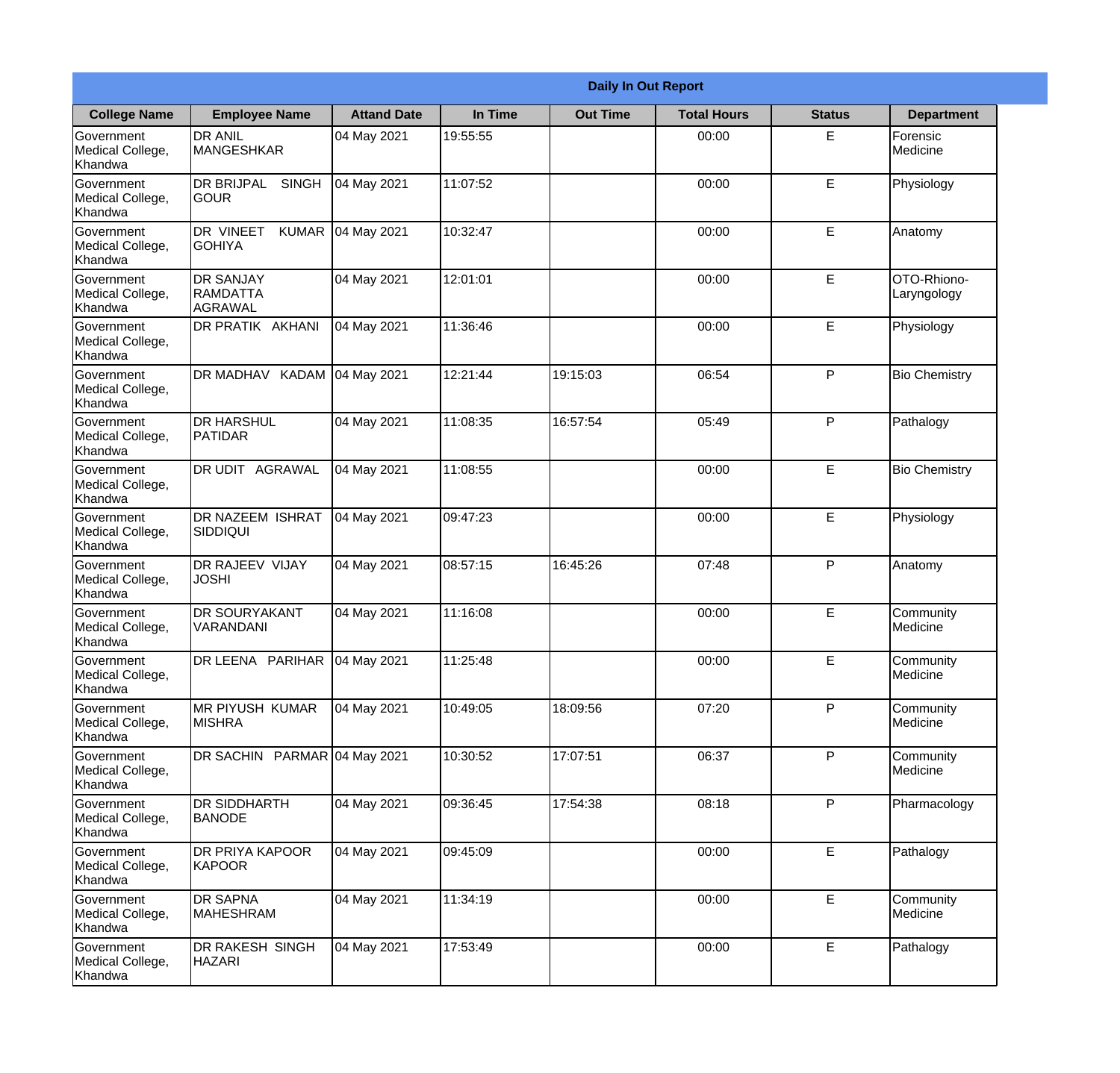**Daily In Out Report**

| College Name | Employee Name | Attand Date | In Time | Out Time | Total Hours | Status | Department |
|---|---|---|---|---|---|---|---|
| Government Medical College, Khandwa | DR ANIL MANGESHKAR | 04 May 2021 | 19:55:55 | | 00:00 | E | Forensic Medicine |
| Government Medical College, Khandwa | DR BRIJPAL SINGH GOUR | 04 May 2021 | 11:07:52 | | 00:00 | E | Physiology |
| Government Medical College, Khandwa | DR VINEET KUMAR GOHIYA | 04 May 2021 | 10:32:47 | | 00:00 | E | Anatomy |
| Government Medical College, Khandwa | DR SANJAY RAMDATTA AGRAWAL | 04 May 2021 | 12:01:01 | | 00:00 | E | OTO-Rhiono-Laryngology |
| Government Medical College, Khandwa | DR PRATIK AKHANI | 04 May 2021 | 11:36:46 | | 00:00 | E | Physiology |
| Government Medical College, Khandwa | DR MADHAV KADAM | 04 May 2021 | 12:21:44 | 19:15:03 | 06:54 | P | Bio Chemistry |
| Government Medical College, Khandwa | DR HARSHUL PATIDAR | 04 May 2021 | 11:08:35 | 16:57:54 | 05:49 | P | Pathalogy |
| Government Medical College, Khandwa | DR UDIT AGRAWAL | 04 May 2021 | 11:08:55 | | 00:00 | E | Bio Chemistry |
| Government Medical College, Khandwa | DR NAZEEM ISHRAT SIDDIQUI | 04 May 2021 | 09:47:23 | | 00:00 | E | Physiology |
| Government Medical College, Khandwa | DR RAJEEV VIJAY JOSHI | 04 May 2021 | 08:57:15 | 16:45:26 | 07:48 | P | Anatomy |
| Government Medical College, Khandwa | DR SOURYAKANT VARANDANI | 04 May 2021 | 11:16:08 | | 00:00 | E | Community Medicine |
| Government Medical College, Khandwa | DR LEENA PARIHAR | 04 May 2021 | 11:25:48 | | 00:00 | E | Community Medicine |
| Government Medical College, Khandwa | MR PIYUSH KUMAR MISHRA | 04 May 2021 | 10:49:05 | 18:09:56 | 07:20 | P | Community Medicine |
| Government Medical College, Khandwa | DR SACHIN PARMAR | 04 May 2021 | 10:30:52 | 17:07:51 | 06:37 | P | Community Medicine |
| Government Medical College, Khandwa | DR SIDDHARTH BANODE | 04 May 2021 | 09:36:45 | 17:54:38 | 08:18 | P | Pharmacology |
| Government Medical College, Khandwa | DR PRIYA KAPOOR KAPOOR | 04 May 2021 | 09:45:09 | | 00:00 | E | Pathalogy |
| Government Medical College, Khandwa | DR SAPNA MAHESHRAM | 04 May 2021 | 11:34:19 | | 00:00 | E | Community Medicine |
| Government Medical College, Khandwa | DR RAKESH SINGH HAZARI | 04 May 2021 | 17:53:49 | | 00:00 | E | Pathalogy |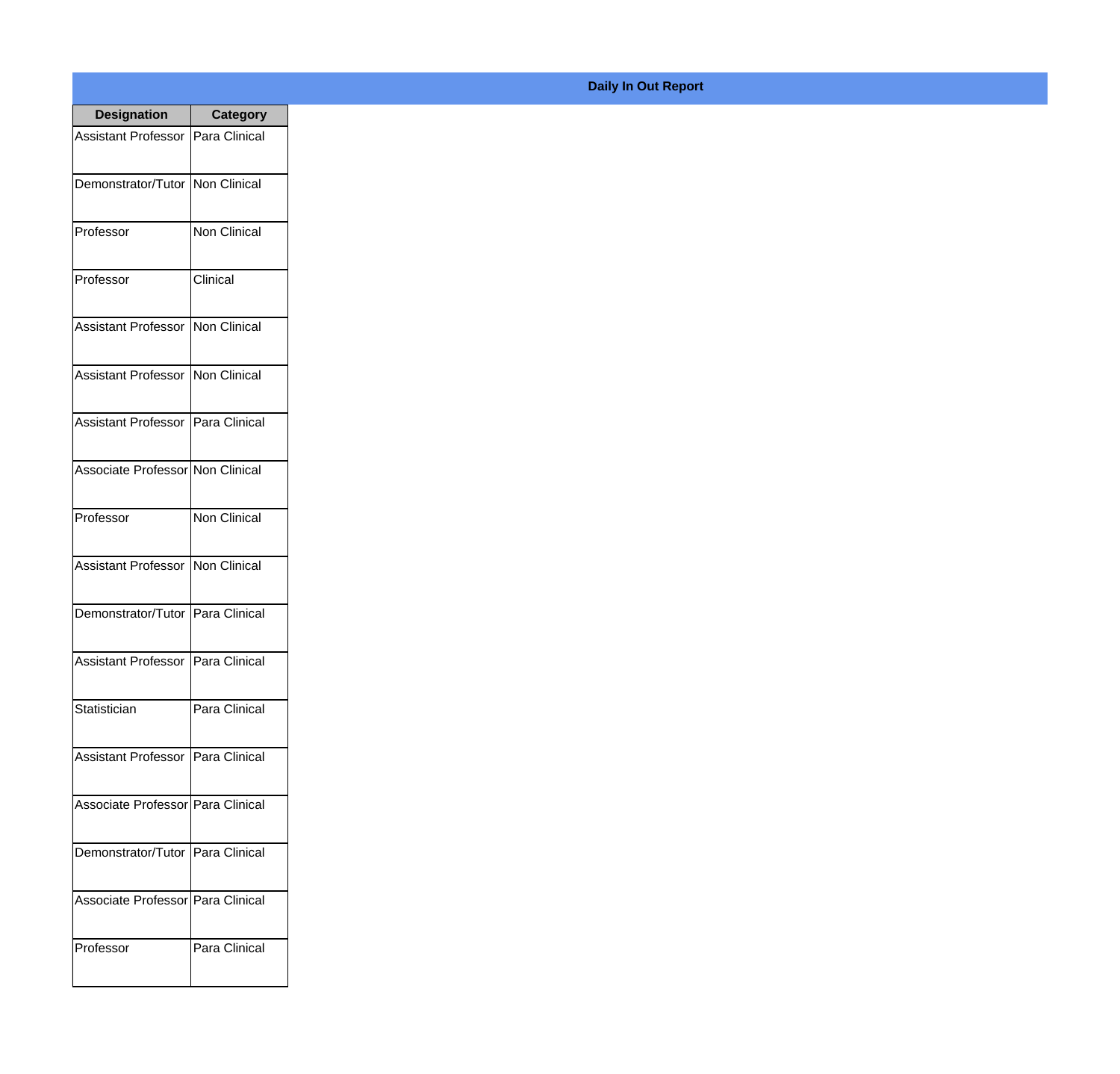**Daily In Out Report**

| Designation | Category |
|---|---|
| Assistant Professor | Para Clinical |
| Demonstrator/Tutor | Non Clinical |
| Professor | Non Clinical |
| Professor | Clinical |
| Assistant Professor | Non Clinical |
| Assistant Professor | Non Clinical |
| Assistant Professor | Para Clinical |
| Associate Professor | Non Clinical |
| Professor | Non Clinical |
| Assistant Professor | Non Clinical |
| Demonstrator/Tutor | Para Clinical |
| Assistant Professor | Para Clinical |
| Statistician | Para Clinical |
| Assistant Professor | Para Clinical |
| Associate Professor | Para Clinical |
| Demonstrator/Tutor | Para Clinical |
| Associate Professor | Para Clinical |
| Professor | Para Clinical |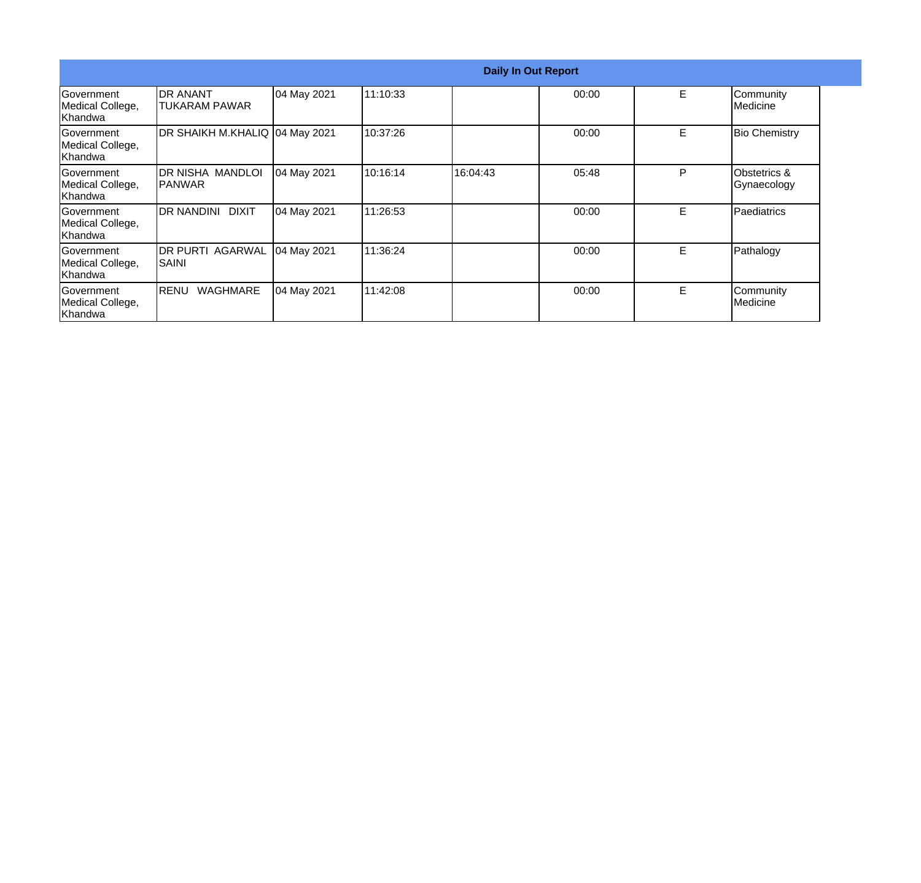| Daily In Out Report | | | | | | | |
|---|---|---|---|---|---|---|---|
| Government Medical College, Khandwa | DR ANANT TUKARAM PAWAR | 04 May 2021 | 11:10:33 | | 00:00 | E | Community Medicine |
| Government Medical College, Khandwa | DR SHAIKH M.KHALIQ | 04 May 2021 | 10:37:26 | | 00:00 | E | Bio Chemistry |
| Government Medical College, Khandwa | DR NISHA MANDLOI PANWAR | 04 May 2021 | 10:16:14 | 16:04:43 | 05:48 | P | Obstetrics & Gynaecology |
| Government Medical College, Khandwa | DR NANDINI DIXIT | 04 May 2021 | 11:26:53 | | 00:00 | E | Paediatrics |
| Government Medical College, Khandwa | DR PURTI AGARWAL SAINI | 04 May 2021 | 11:36:24 | | 00:00 | E | Pathalogy |
| Government Medical College, Khandwa | RENU WAGHMARE | 04 May 2021 | 11:42:08 | | 00:00 | E | Community Medicine |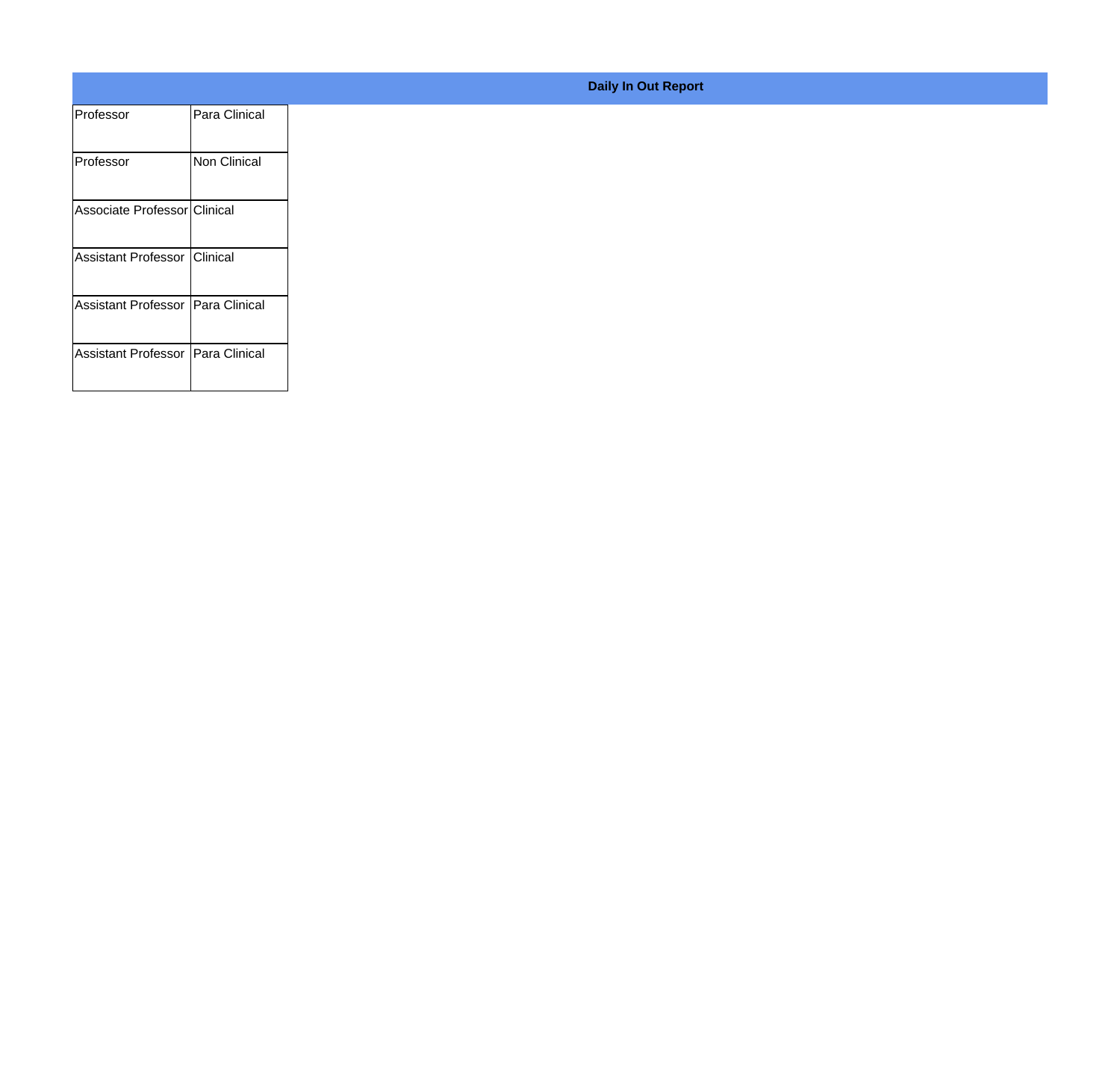**Daily In Out Report**

| | |
|---|---|
| Professor | Para Clinical |
| Professor | Non Clinical |
| Associate Professor | Clinical |
| Assistant Professor | Clinical |
| Assistant Professor | Para Clinical |
| Assistant Professor | Para Clinical |